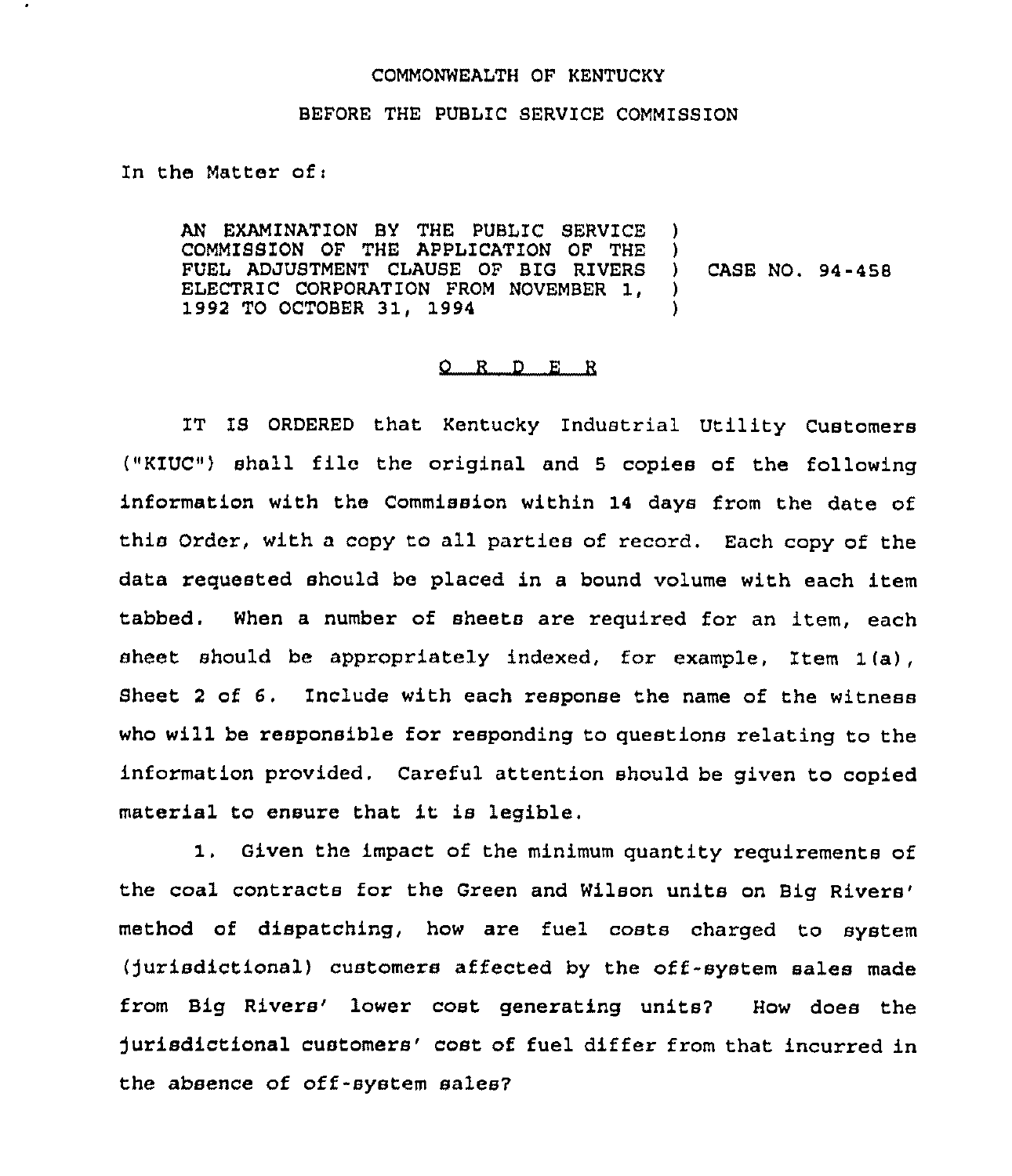COMMONWEALTH OF KENTUCKY

BEFORE THE PUBLIC SERVICE COMMISSION

In the Matter of:

AN EXAMINATION BY THE PUBLIC SERVICE COMMISSION OF THE APPLICATION OF THE FUEL ADJUSTMENT CLAUSE OF BIG RIVERS ELECTRIC CORPORATION FROM NOVEMBER 1, 1992 TO OCTOBER 31, 1994 ) CASE NO. 94-458

# O R D E R

IT IS ORDERED that Kentucky Industrial Utility Customers ("KIUC") shall file the original and 5 copies of the following information with the Commission within 14 days from the date of this Order, with a copy to all parties of record. Each copy of the data requested should be placed in a bound volume with each item tabbed. When a number of sheets are required for an item, each sheet should be appropriately indexed, for example, Item 1(a), Sheet 2 of 6. Include with each response the name of the witness who will be responsible for responding to questions relating to the information provided. Careful attention should be given to copied material to ensure that it is legible.

1. Given the impact of the minimum quantity requirements of the coal contracts for the Green and Wilson units on Big Rivers' method of dispatching, how are fuel costs charged to system (jurisdictional) customers affected by the off-system sales made from Big Rivers' lower cost generating units? How does the jurisdictional customers' cost of fuel differ from that incurred in the absence of off-system sales?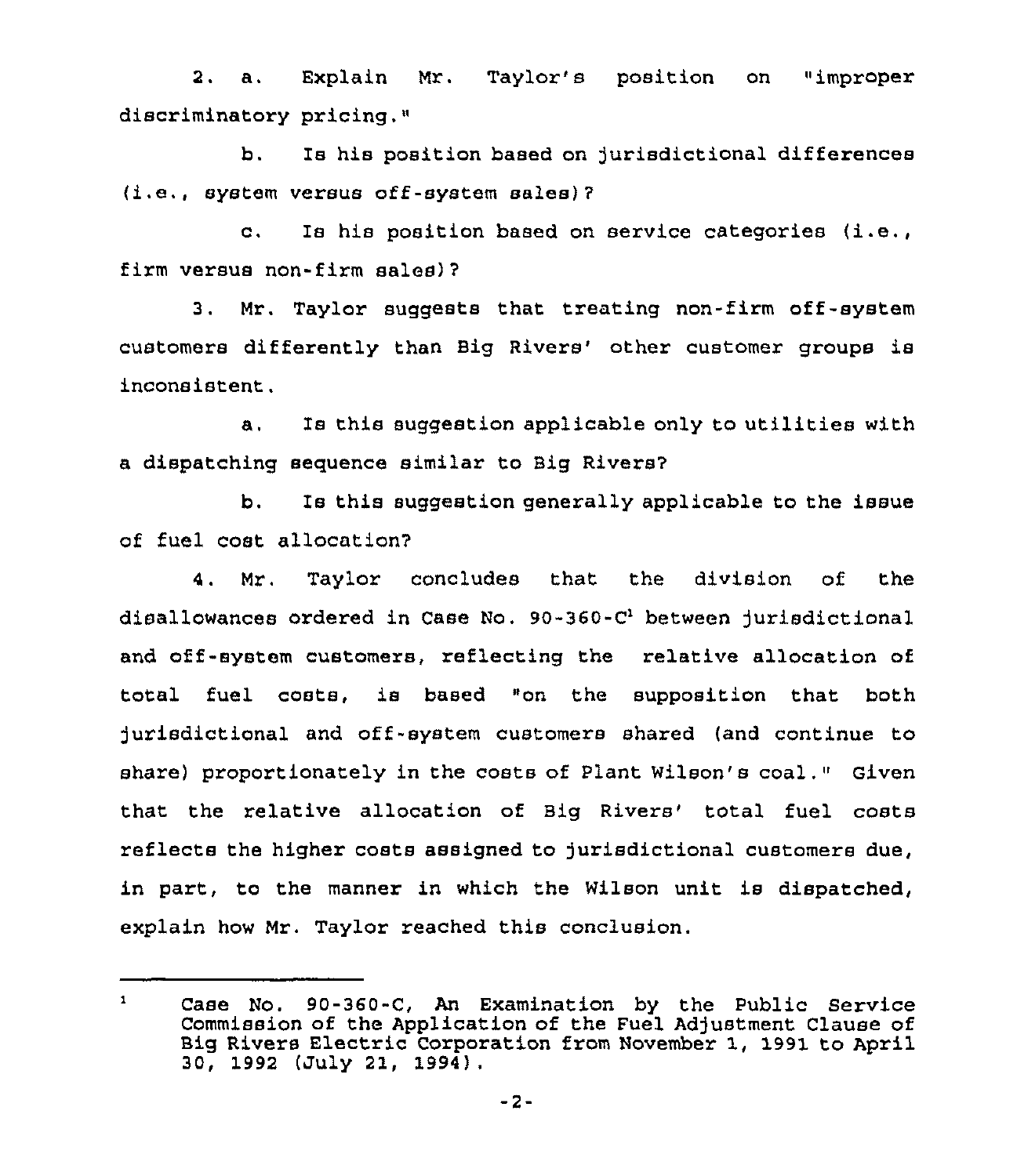2. a. Explain Mr. Taylor's position on "improper discriminatory pricing."

b. Is his position based on jurisdictional differences (i.e., system versus off-system sales)?

c. Is his position based on service categories (i.e., firm versus non-firm sales)?

3. Mr. Taylor suggests that treating non-firm off-system customers differently than Big Rivers' other customer groups is inconsistent.

a. Is this suggestion applicable only to utilities with a dispatching sequence similar to Big Rivers?

b. Is this suggestion generally applicable to the issue of fuel cost allocation?

4. Mr. Taylor concludes that the division of the disallowances ordered in Case No. 90-360-C[1] between jurisdictional and off-system customers, reflecting the relative allocation of total fuel costs, is based "on the supposition that both jurisdictional and off-system customers shared (and continue to share) proportionately in the costs of Plant Wilson's coal." Given that the relative allocation of Big Rivers' total fuel costs reflects the higher costs assigned to jurisdictional customers due, in part, to the manner in which the Wilson unit is dispatched, explain how Mr. Taylor reached this conclusion.

---

[1] Case No. 90-360-C, An Examination by the Public Service Commission of the Application of the Fuel Adjustment Clause of Big Rivers Electric Corporation from November 1, 1991 to April 30, 1992 (July 21, 1994).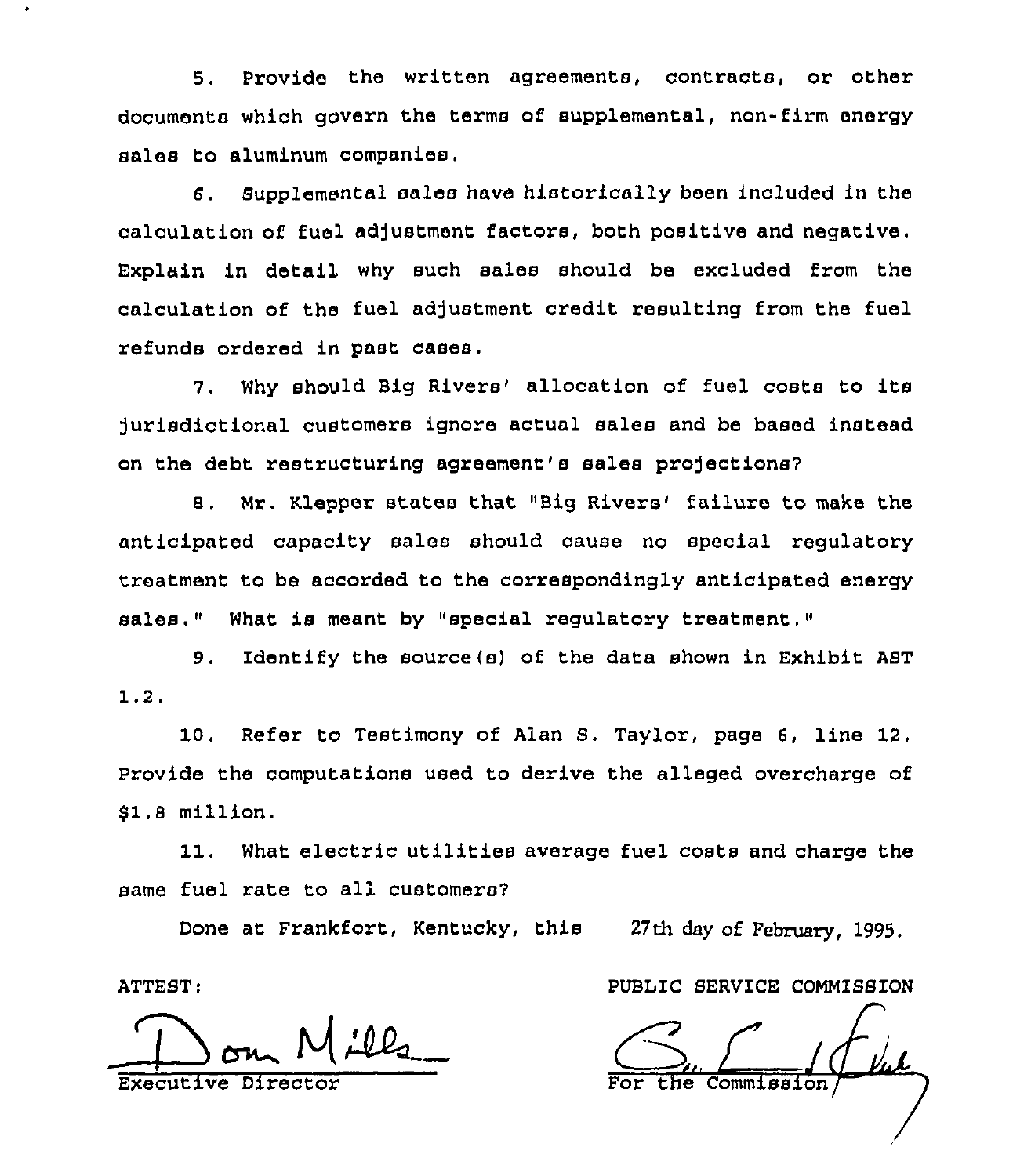5. Provide the written agreements, contracts, or other documents which govern the terms of supplemental, non-firm energy sales to aluminum companies.

6. Supplemental sales have historically been included in the calculation of fuel adjustment factors, both positive and negative. Explain in detail why such sales should be excluded from the calculation of the fuel adjustment credit resulting from the fuel refunds ordered in past cases.

7. Why should Big Rivers' allocation of fuel costs to its jurisdictional customers ignore actual sales and be based instead on the debt restructuring agreement's sales projections?

8. Mr. Klepper states that "Big Rivers' failure to make the anticipated capacity sales should cause no special regulatory treatment to be accorded to the correspondingly anticipated energy sales." What is meant by "special regulatory treatment."

9. Identify the source(s) of the data shown in Exhibit AST 1.2.

10. Refer to Testimony of Alan S. Taylor, page 6, line 12. Provide the computations used to derive the alleged overcharge of $1.8 million.

11. What electric utilities average fuel costs and charge the same fuel rate to all customers?

Done at Frankfort, Kentucky, this 27th day of February, 1995.

ATTEST:

Executive Director

PUBLIC SERVICE COMMISSION

For the Commission